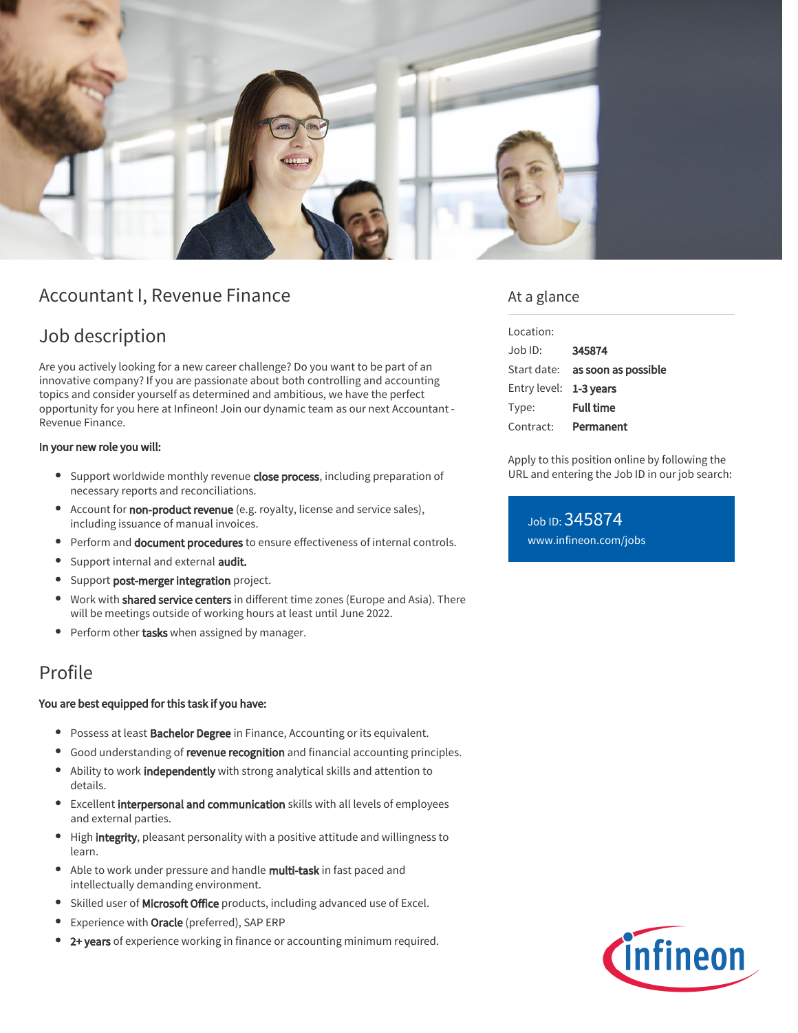# Accountant I, Revenue Finance

## Job description

Are you actively looking for a new career challenge? Do you want to be part of an innovative company? If you are passionate about both controlling and accounting topics and consider yourself as determined and ambitious, we have the perfect opportunity for you here at Infineon! Join our dynamic team as our next Accountant - Revenue Finance.

**In your new role you will:**

- Support worldwide monthly revenue **close process**, including preparation of necessary reports and reconciliations.
- Account for **non-product revenue** (e.g. royalty, license and service sales), including issuance of manual invoices.
- Perform and **document procedures** to ensure effectiveness of internal controls.
- Support internal and external **audit.**
- Support **post-merger integration** project.
- Work with **shared service centers** in different time zones (Europe and Asia). There will be meetings outside of working hours at least until June 2022.
- Perform other **tasks** when assigned by manager.

## Profile

**You are best equipped for this task if you have:**

- Possess at least **Bachelor Degree** in Finance, Accounting or its equivalent.
- Good understanding of **revenue recognition** and financial accounting principles.
- Ability to work **independently** with strong analytical skills and attention to details.
- Excellent **interpersonal and communication** skills with all levels of employees and external parties.
- High **integrity**, pleasant personality with a positive attitude and willingness to learn.
- Able to work under pressure and handle **multi-task** in fast paced and intellectually demanding environment.
- Skilled user of **Microsoft Office** products, including advanced use of Excel.
- Experience with **Oracle** (preferred), SAP ERP
- **2+ years** of experience working in finance or accounting minimum required.

## At a glance

| | |
|---|---|
| Location: | |
| Job ID: | **345874** |
| Start date: | **as soon as possible** |
| Entry level: | **1-3 years** |
| Type: | **Full time** |
| Contract: | **Permanent** |

Apply to this position online by following the URL and entering the Job ID in our job search:

Job ID: 345874
www.infineon.com/jobs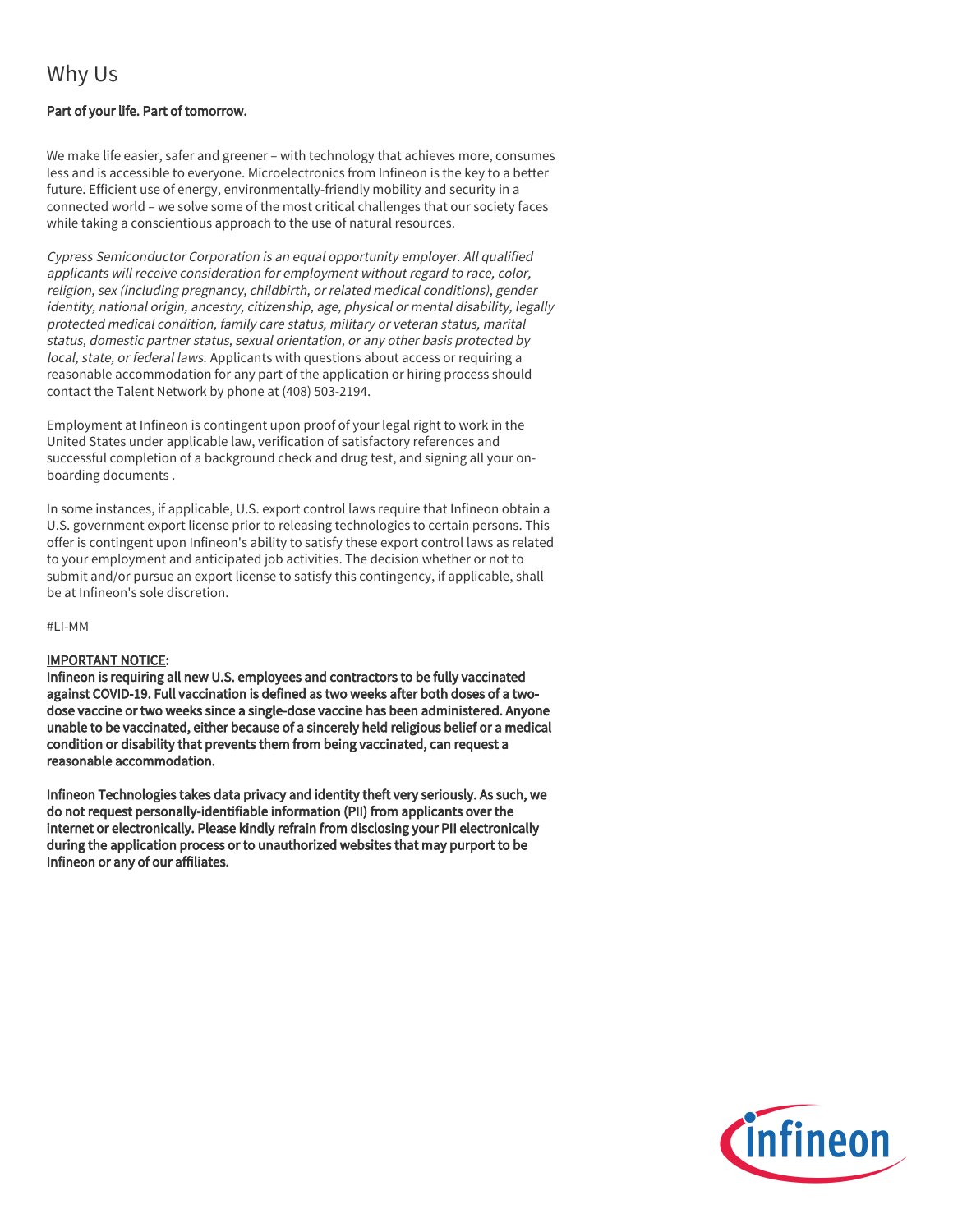## Why Us

**Part of your life. Part of tomorrow.**

We make life easier, safer and greener – with technology that achieves more, consumes less and is accessible to everyone. Microelectronics from Infineon is the key to a better future. Efficient use of energy, environmentally-friendly mobility and security in a connected world – we solve some of the most critical challenges that our society faces while taking a conscientious approach to the use of natural resources.

*Cypress Semiconductor Corporation is an equal opportunity employer. All qualified applicants will receive consideration for employment without regard to race, color, religion, sex (including pregnancy, childbirth, or related medical conditions), gender identity, national origin, ancestry, citizenship, age, physical or mental disability, legally protected medical condition, family care status, military or veteran status, marital status, domestic partner status, sexual orientation, or any other basis protected by local, state, or federal laws.* Applicants with questions about access or requiring a reasonable accommodation for any part of the application or hiring process should contact the Talent Network by phone at (408) 503-2194.

Employment at Infineon is contingent upon proof of your legal right to work in the United States under applicable law, verification of satisfactory references and successful completion of a background check and drug test, and signing all your on-boarding documents .

In some instances, if applicable, U.S. export control laws require that Infineon obtain a U.S. government export license prior to releasing technologies to certain persons. This offer is contingent upon Infineon's ability to satisfy these export control laws as related to your employment and anticipated job activities. The decision whether or not to submit and/or pursue an export license to satisfy this contingency, if applicable, shall be at Infineon's sole discretion.

#LI-MM

**IMPORTANT NOTICE:**
**Infineon is requiring all new U.S. employees and contractors to be fully vaccinated against COVID-19. Full vaccination is defined as two weeks after both doses of a two-dose vaccine or two weeks since a single-dose vaccine has been administered. Anyone unable to be vaccinated, either because of a sincerely held religious belief or a medical condition or disability that prevents them from being vaccinated, can request a reasonable accommodation.**

**Infineon Technologies takes data privacy and identity theft very seriously. As such, we do not request personally-identifiable information (PII) from applicants over the internet or electronically. Please kindly refrain from disclosing your PII electronically during the application process or to unauthorized websites that may purport to be Infineon or any of our affiliates.**